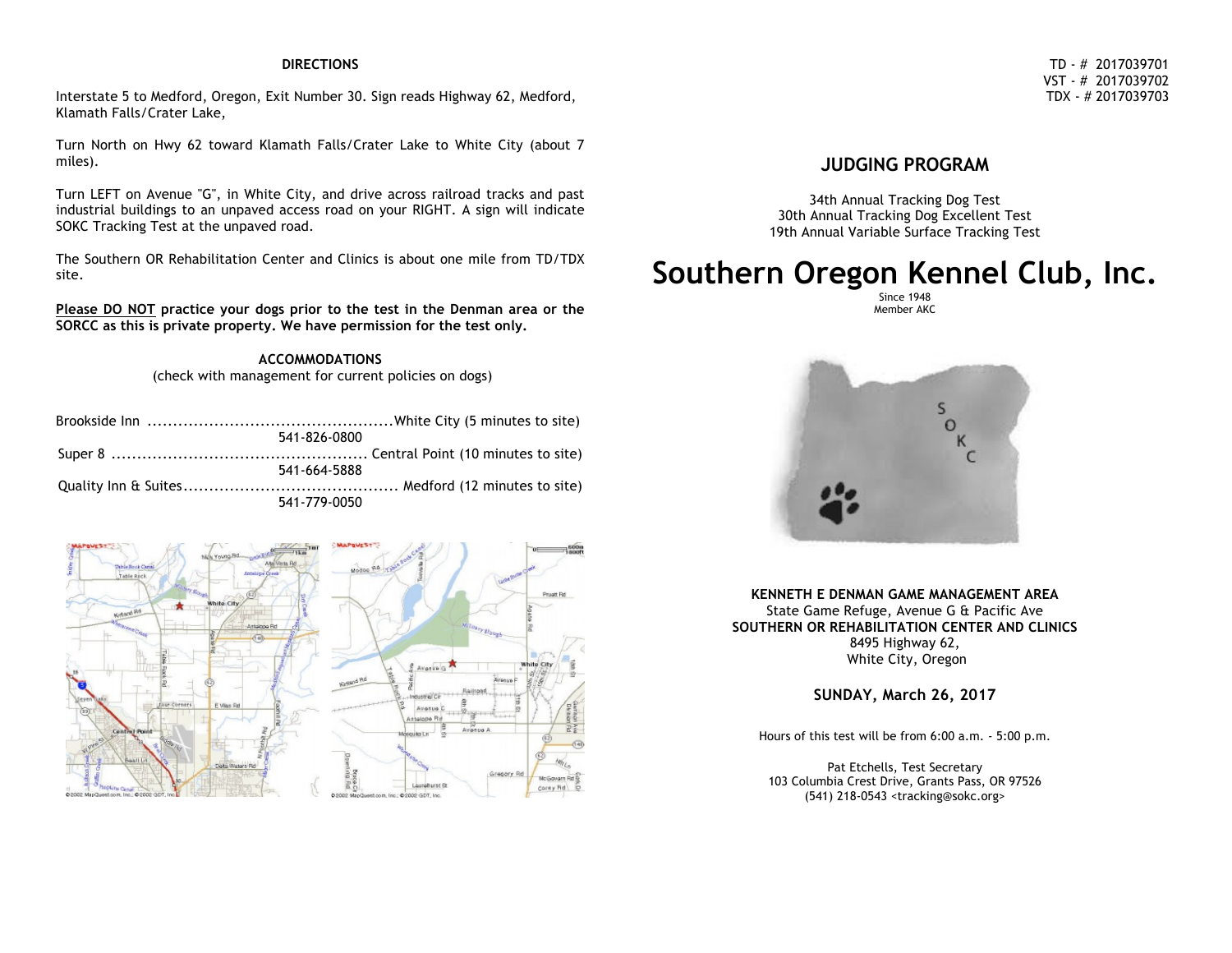## DIRECTIONS

Interstate 5 to Medford, Oregon, Exit Number 30. Sign reads Highway 62, Medford, Klamath Falls/Crater Lake,

Turn North on Hwy 62 toward Klamath Falls/Crater Lake to White City (about 7 miles).

Turn LEFT on Avenue "G", in White City, and drive across railroad tracks and past industrial buildings to an unpaved access road on your RIGHT. A sign will indicate SOKC Tracking Test at the unpaved road.

The Southern OR Rehabilitation Center and Clinics is about one mile from TD/TDX site.

**<u>Please DO NOT</u> practice your dogs prior to the test in the Denman area or the SORCC as this is private property. We have permission for the test only.**

## ACCOMMODATIONS

(check with management for current policies on dogs)

Brookside Inn ................................................White City (5 minutes to site)
541-826-0800

Super 8 .................................................. Central Point (10 minutes to site)
541-664-5888

Quality Inn & Suites.......................................... Medford (12 minutes to site)
541-779-0050

TD - # 2017039701
VST - # 2017039702
TDX - # 2017039703

## JUDGING PROGRAM

34th Annual Tracking Dog Test
30th Annual Tracking Dog Excellent Test
19th Annual Variable Surface Tracking Test

# Southern Oregon Kennel Club, Inc.

Since 1948
Member AKC

**KENNETH E DENMAN GAME MANAGEMENT AREA**
State Game Refuge, Avenue G & Pacific Ave
**SOUTHERN OR REHABILITATION CENTER AND CLINICS**
8495 Highway 62,
White City, Oregon

**SUNDAY, March 26, 2017**

Hours of this test will be from 6:00 a.m. - 5:00 p.m.

Pat Etchells, Test Secretary
103 Columbia Crest Drive, Grants Pass, OR 97526
(541) 218-0543 <tracking@sokc.org>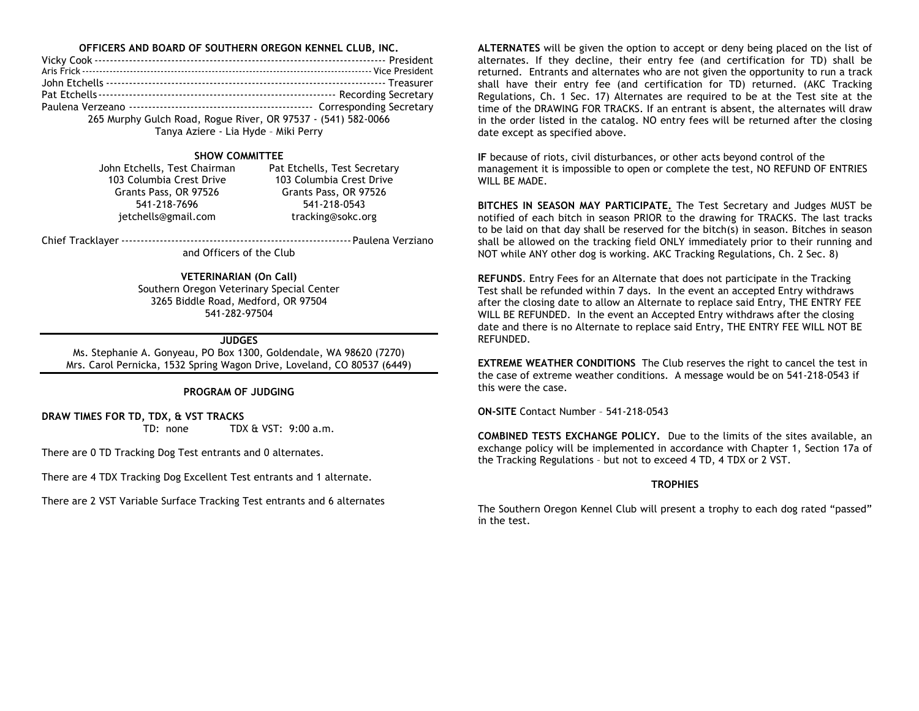**OFFICERS AND BOARD OF SOUTHERN OREGON KENNEL CLUB, INC.**

Vicky Cook ---------------------------------------------------------------------------- President
Aris Frick ---------------------------------------------------------------------------------------- Vice President
John Etchells ---------------------------------------------------------------------------- Treasurer
Pat Etchells ------------------------------------------------------------ Recording Secretary
Paulena Verzeano ------------------------------------------------- Corresponding Secretary
265 Murphy Gulch Road, Rogue River, OR 97537 - (541) 582-0066
Tanya Aziere - Lia Hyde – Miki Perry

**SHOW COMMITTEE**

| | |
|---|---|
| John Etchells, Test Chairman | Pat Etchells, Test Secretary |
| 103 Columbia Crest Drive | 103 Columbia Crest Drive |
| Grants Pass, OR 97526 | Grants Pass, OR 97526 |
| 541-218-7696 | 541-218-0543 |
| jetchells@gmail.com | tracking@sokc.org |

Chief Tracklayer ------------------------------------------------------------ Paulena Verziano
and Officers of the Club

**VETERINARIAN (On Call)**
Southern Oregon Veterinary Special Center
3265 Biddle Road, Medford, OR 97504
541-282-97504

**JUDGES**

Ms. Stephanie A. Gonyeau, PO Box 1300, Goldendale, WA 98620 (7270)
Mrs. Carol Pernicka, 1532 Spring Wagon Drive, Loveland, CO 80537 (6449)

**PROGRAM OF JUDGING**

**DRAW TIMES FOR TD, TDX, & VST TRACKS**
TD: none TDX & VST: 9:00 a.m.

There are 0 TD Tracking Dog Test entrants and 0 alternates.

There are 4 TDX Tracking Dog Excellent Test entrants and 1 alternate.

There are 2 VST Variable Surface Tracking Test entrants and 6 alternates

**ALTERNATES** will be given the option to accept or deny being placed on the list of alternates. If they decline, their entry fee (and certification for TD) shall be returned. Entrants and alternates who are not given the opportunity to run a track shall have their entry fee (and certification for TD) returned. (AKC Tracking Regulations, Ch. 1 Sec. 17) Alternates are required to be at the Test site at the time of the DRAWING FOR TRACKS. If an entrant is absent, the alternates will draw in the order listed in the catalog. NO entry fees will be returned after the closing date except as specified above.

**IF** because of riots, civil disturbances, or other acts beyond control of the management it is impossible to open or complete the test, NO REFUND OF ENTRIES WILL BE MADE.

**BITCHES IN SEASON MAY PARTICIPATE.** The Test Secretary and Judges MUST be notified of each bitch in season PRIOR to the drawing for TRACKS. The last tracks to be laid on that day shall be reserved for the bitch(s) in season. Bitches in season shall be allowed on the tracking field ONLY immediately prior to their running and NOT while ANY other dog is working. AKC Tracking Regulations, Ch. 2 Sec. 8)

**REFUNDS**. Entry Fees for an Alternate that does not participate in the Tracking Test shall be refunded within 7 days. In the event an accepted Entry withdraws after the closing date to allow an Alternate to replace said Entry, THE ENTRY FEE WILL BE REFUNDED. In the event an Accepted Entry withdraws after the closing date and there is no Alternate to replace said Entry, THE ENTRY FEE WILL NOT BE REFUNDED.

**EXTREME WEATHER CONDITIONS** The Club reserves the right to cancel the test in the case of extreme weather conditions. A message would be on 541-218-0543 if this were the case.

**ON-SITE** Contact Number – 541-218-0543

**COMBINED TESTS EXCHANGE POLICY.** Due to the limits of the sites available, an exchange policy will be implemented in accordance with Chapter 1, Section 17a of the Tracking Regulations – but not to exceed 4 TD, 4 TDX or 2 VST.

**TROPHIES**

The Southern Oregon Kennel Club will present a trophy to each dog rated "passed" in the test.